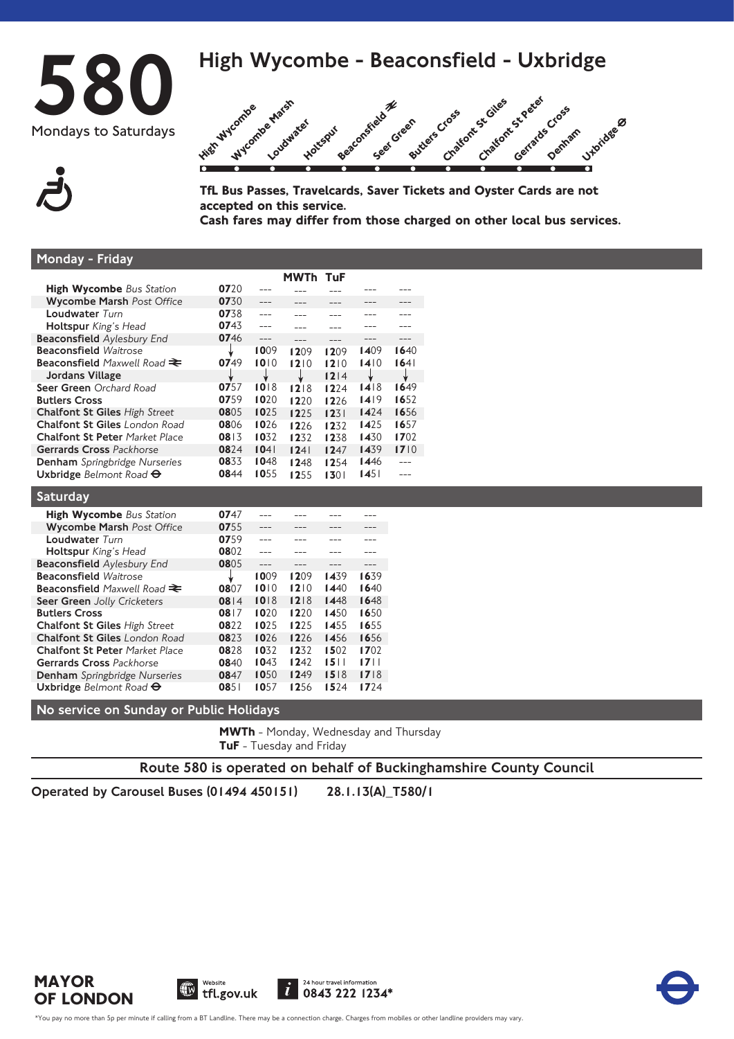# 580

Mondays to Saturdays

## High Wycombe - Beaconsfield - Uxbridge

High Wycombe · Wycombe Marsh · Loudwater · Holtspur · Beaconsfield ⇌ · Seer Green · Butlers Cross · Chalfont St Giles · Chalfont St Peter · Gerrards Cross · Denham · Uxbridge ⊖

**TfL Bus Passes, Travelcards, Saver Tickets and Oyster Cards are not accepted on this service.**
**Cash fares may differ from those charged on other local bus services.**

## Monday - Friday

| | | | MWTh | TuF | | |
|---|---|---|---|---|---|---|
| **High Wycombe** *Bus Station* | 0720 | --- | --- | --- | --- | --- |
| **Wycombe Marsh** *Post Office* | 0730 | --- | --- | --- | --- | --- |
| **Loudwater** *Turn* | 0738 | --- | --- | --- | --- | --- |
| **Holtspur** *King's Head* | 0743 | --- | --- | --- | --- | --- |
| **Beaconsfield** *Aylesbury End* | 0746 | --- | --- | --- | --- | --- |
| **Beaconsfield** *Waitrose* | ↓ | 1009 | 1209 | 1209 | 1409 | 1640 |
| **Beaconsfield** *Maxwell Road* ⇌ | 0749 | 1010 | 1210 | 1210 | 1410 | 1641 |
| **Jordans Village** | ↓ | ↓ | ↓ | 1214 | ↓ | ↓ |
| **Seer Green** *Orchard Road* | 0757 | 1018 | 1218 | 1224 | 1418 | 1649 |
| **Butlers Cross** | 0759 | 1020 | 1220 | 1226 | 1419 | 1652 |
| **Chalfont St Giles** *High Street* | 0805 | 1025 | 1225 | 1231 | 1424 | 1656 |
| **Chalfont St Giles** *London Road* | 0806 | 1026 | 1226 | 1232 | 1425 | 1657 |
| **Chalfont St Peter** *Market Place* | 0813 | 1032 | 1232 | 1238 | 1430 | 1702 |
| **Gerrards Cross** *Packhorse* | 0824 | 1041 | 1241 | 1247 | 1439 | 1710 |
| **Denham** *Springbridge Nurseries* | 0833 | 1048 | 1248 | 1254 | 1446 | --- |
| **Uxbridge** *Belmont Road* ⊖ | 0844 | 1055 | 1255 | 1301 | 1451 | --- |

## Saturday

| | | | | | |
|---|---|---|---|---|---|
| **High Wycombe** *Bus Station* | 0747 | --- | --- | --- | --- |
| **Wycombe Marsh** *Post Office* | 0755 | --- | --- | --- | --- |
| **Loudwater** *Turn* | 0759 | --- | --- | --- | --- |
| **Holtspur** *King's Head* | 0802 | --- | --- | --- | --- |
| **Beaconsfield** *Aylesbury End* | 0805 | --- | --- | --- | --- |
| **Beaconsfield** *Waitrose* | ↓ | 1009 | 1209 | 1439 | 1639 |
| **Beaconsfield** *Maxwell Road* ⇌ | 0807 | 1010 | 1210 | 1440 | 1640 |
| **Seer Green** *Jolly Cricketers* | 0814 | 1018 | 1218 | 1448 | 1648 |
| **Butlers Cross** | 0817 | 1020 | 1220 | 1450 | 1650 |
| **Chalfont St Giles** *High Street* | 0822 | 1025 | 1225 | 1455 | 1655 |
| **Chalfont St Giles** *London Road* | 0823 | 1026 | 1226 | 1456 | 1656 |
| **Chalfont St Peter** *Market Place* | 0828 | 1032 | 1232 | 1502 | 1702 |
| **Gerrards Cross** *Packhorse* | 0840 | 1043 | 1242 | 1511 | 1711 |
| **Denham** *Springbridge Nurseries* | 0847 | 1050 | 1249 | 1518 | 1718 |
| **Uxbridge** *Belmont Road* ⊖ | 0851 | 1057 | 1256 | 1524 | 1724 |

## No service on Sunday or Public Holidays

**MWTh** - Monday, Wednesday and Thursday
**TuF** - Tuesday and Friday

**Route 580 is operated on behalf of Buckinghamshire County Council**

**Operated by Carousel Buses (01494 450151)** **28.1.13(A)_T580/1**

**MAYOR OF LONDON**

Website tfl.gov.uk

24 hour travel information **0843 222 1234***

*You pay no more than 5p per minute if calling from a BT Landline. There may be a connection charge. Charges from mobiles or other landline providers may vary.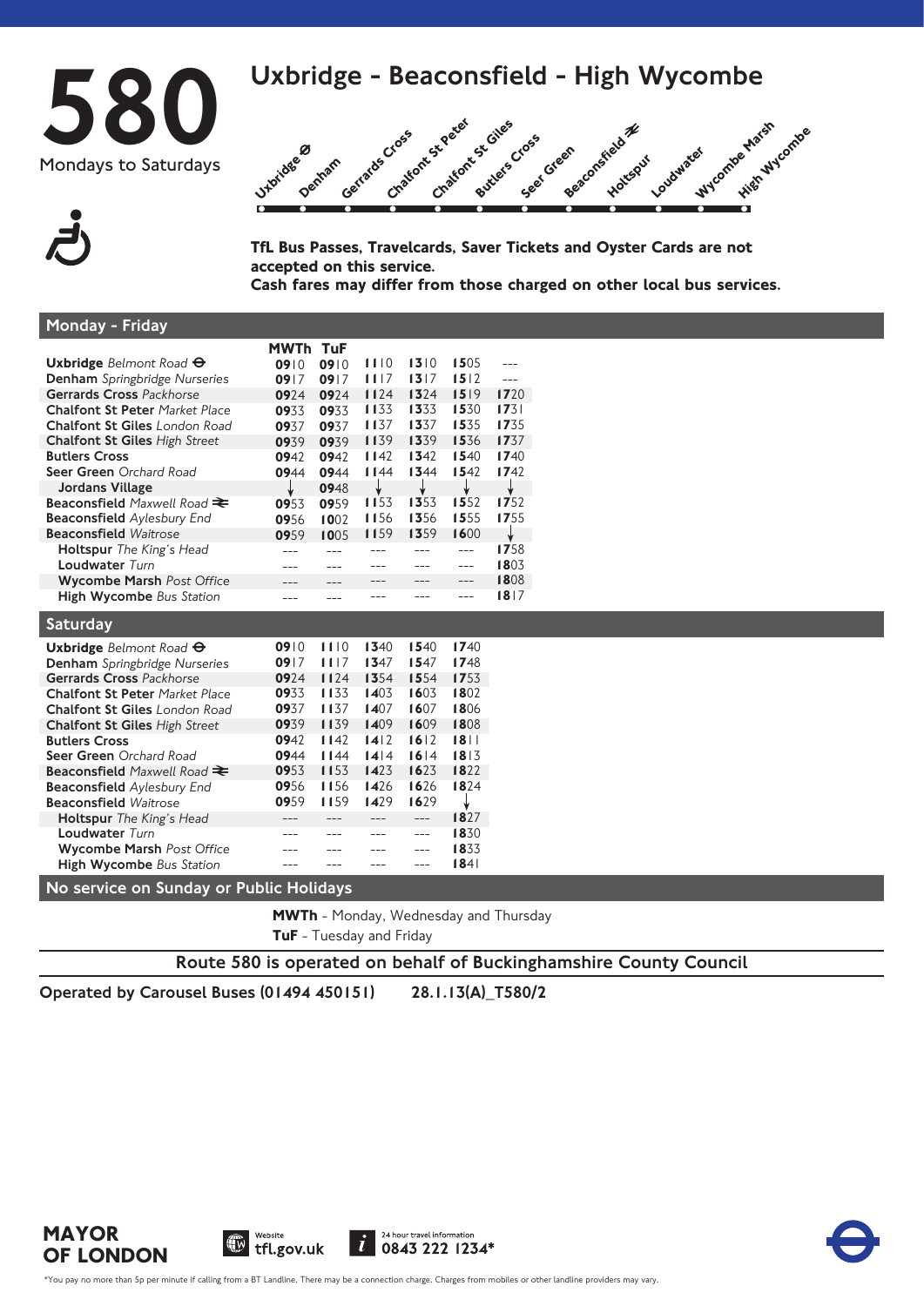# 580

Mondays to Saturdays

## Uxbridge - Beaconsfield - High Wycombe

Uxbridge, Denham, Gerrards Cross, Chalfont St Peter, Chalfont St Giles, Butlers Cross, Seer Green, Beaconsfield, Holtspur, Loudwater, Wycombe Marsh, High Wycombe

**TfL Bus Passes, Travelcards, Saver Tickets and Oyster Cards are not accepted on this service.**
**Cash fares may differ from those charged on other local bus services.**

### Monday - Friday

| | MWTh | TuF | | | | |
|---|---|---|---|---|---|---|
| **Uxbridge** *Belmont Road* | 0910 | 0910 | 1110 | 1310 | 1505 | --- |
| **Denham** *Springbridge Nurseries* | 0917 | 0917 | 1117 | 1317 | 1512 | --- |
| **Gerrards Cross** *Packhorse* | 0924 | 0924 | 1124 | 1324 | 1519 | 1720 |
| **Chalfont St Peter** *Market Place* | 0933 | 0933 | 1133 | 1333 | 1530 | 1731 |
| **Chalfont St Giles** *London Road* | 0937 | 0937 | 1137 | 1337 | 1535 | 1735 |
| **Chalfont St Giles** *High Street* | 0939 | 0939 | 1139 | 1339 | 1536 | 1737 |
| **Butlers Cross** | 0942 | 0942 | 1142 | 1342 | 1540 | 1740 |
| **Seer Green** *Orchard Road* | 0944 | 0944 | 1144 | 1344 | 1542 | 1742 |
| **Jordans Village** | ↓ | 0948 | ↓ | ↓ | ↓ | ↓ |
| **Beaconsfield** *Maxwell Road* | 0953 | 0959 | 1153 | 1353 | 1552 | 1752 |
| **Beaconsfield** *Aylesbury End* | 0956 | 1002 | 1156 | 1356 | 1555 | 1755 |
| **Beaconsfield** *Waitrose* | 0959 | 1005 | 1159 | 1359 | 1600 | ↓ |
| **Holtspur** *The King's Head* | --- | --- | --- | --- | --- | 1758 |
| **Loudwater** *Turn* | --- | --- | --- | --- | --- | 1803 |
| **Wycombe Marsh** *Post Office* | --- | --- | --- | --- | --- | 1808 |
| **High Wycombe** *Bus Station* | --- | --- | --- | --- | --- | 1817 |

### Saturday

| | | | | | |
|---|---|---|---|---|---|
| **Uxbridge** *Belmont Road* | 0910 | 1110 | 1340 | 1540 | 1740 |
| **Denham** *Springbridge Nurseries* | 0917 | 1117 | 1347 | 1547 | 1748 |
| **Gerrards Cross** *Packhorse* | 0924 | 1124 | 1354 | 1554 | 1753 |
| **Chalfont St Peter** *Market Place* | 0933 | 1133 | 1403 | 1603 | 1802 |
| **Chalfont St Giles** *London Road* | 0937 | 1137 | 1407 | 1607 | 1806 |
| **Chalfont St Giles** *High Street* | 0939 | 1139 | 1409 | 1609 | 1808 |
| **Butlers Cross** | 0942 | 1142 | 1412 | 1612 | 1811 |
| **Seer Green** *Orchard Road* | 0944 | 1144 | 1414 | 1614 | 1813 |
| **Beaconsfield** *Maxwell Road* | 0953 | 1153 | 1423 | 1623 | 1822 |
| **Beaconsfield** *Aylesbury End* | 0956 | 1156 | 1426 | 1626 | 1824 |
| **Beaconsfield** *Waitrose* | 0959 | 1159 | 1429 | 1629 | ↓ |
| **Holtspur** *The King's Head* | --- | --- | --- | --- | 1827 |
| **Loudwater** *Turn* | --- | --- | --- | --- | 1830 |
| **Wycombe Marsh** *Post Office* | --- | --- | --- | --- | 1833 |
| **High Wycombe** *Bus Station* | --- | --- | --- | --- | 1841 |

### No service on Sunday or Public Holidays

**MWTh** - Monday, Wednesday and Thursday
**TuF** - Tuesday and Friday

**Route 580 is operated on behalf of Buckinghamshire County Council**

**Operated by Carousel Buses (01494 450151)** **28.1.13(A)_T580/2**

**MAYOR OF LONDON**

Website tfl.gov.uk

24 hour travel information 0843 222 1234*

*You pay no more than 5p per minute if calling from a BT Landline. There may be a connection charge. Charges from mobiles or other landline providers may vary.